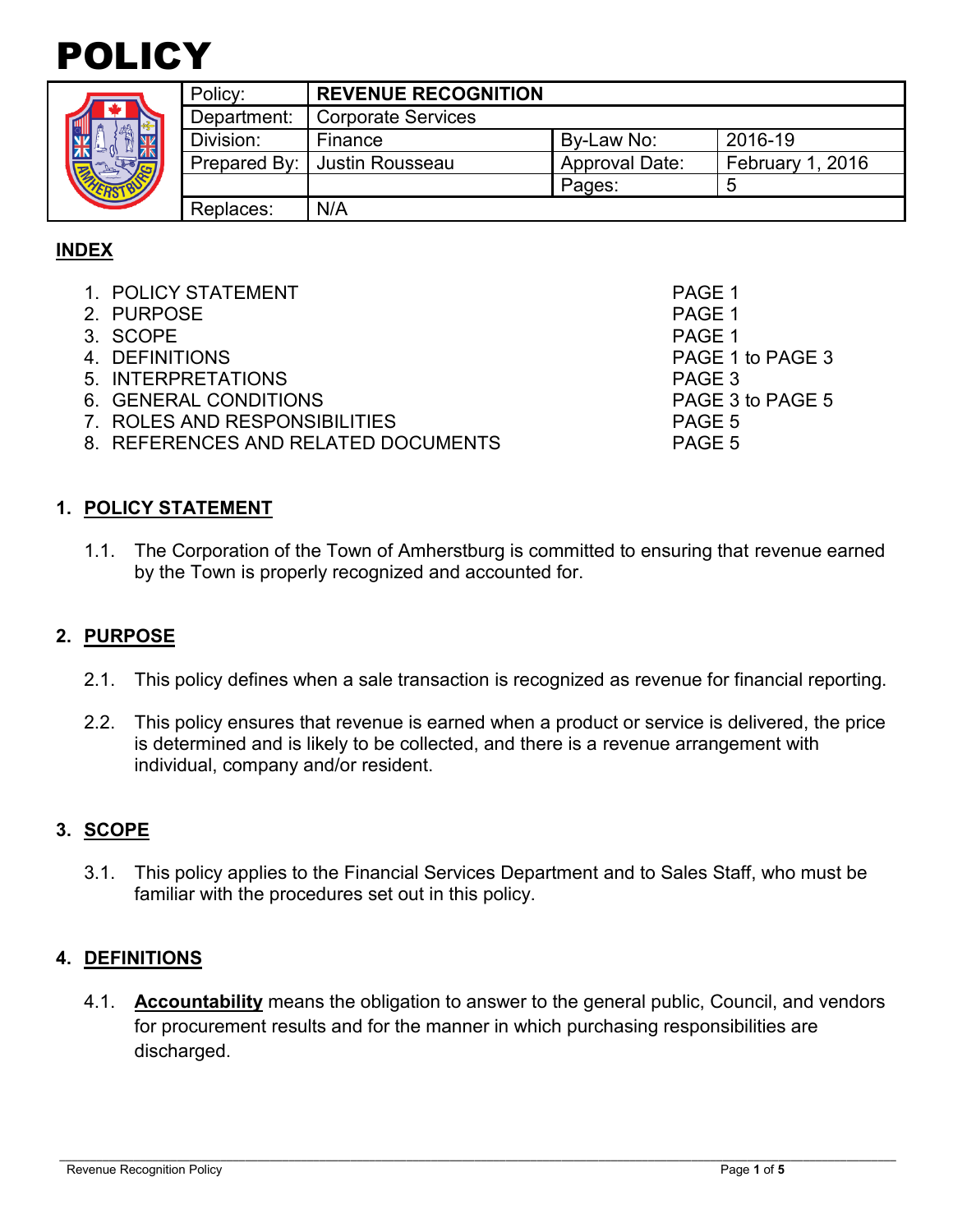# POLICY

| Policy: | REVENUE RECOGNITION | | |
|---|---|---|---|
| Department: | Corporate Services | | |
| Division: | Finance | By-Law No: | 2016-19 |
| Prepared By: | Justin Rousseau | Approval Date: | February 1, 2016 |
| | | Pages: | 5 |
| Replaces: | N/A | | |

## INDEX

1. POLICY STATEMENT — PAGE 1
2. PURPOSE — PAGE 1
3. SCOPE — PAGE 1
4. DEFINITIONS — PAGE 1 to PAGE 3
5. INTERPRETATIONS — PAGE 3
6. GENERAL CONDITIONS — PAGE 3 to PAGE 5
7. ROLES AND RESPONSIBILITIES — PAGE 5
8. REFERENCES AND RELATED DOCUMENTS — PAGE 5

## 1. POLICY STATEMENT

1.1. The Corporation of the Town of Amherstburg is committed to ensuring that revenue earned by the Town is properly recognized and accounted for.

## 2. PURPOSE

2.1. This policy defines when a sale transaction is recognized as revenue for financial reporting.

2.2. This policy ensures that revenue is earned when a product or service is delivered, the price is determined and is likely to be collected, and there is a revenue arrangement with individual, company and/or resident.

## 3. SCOPE

3.1. This policy applies to the Financial Services Department and to Sales Staff, who must be familiar with the procedures set out in this policy.

## 4. DEFINITIONS

4.1. **Accountability** means the obligation to answer to the general public, Council, and vendors for procurement results and for the manner in which purchasing responsibilities are discharged.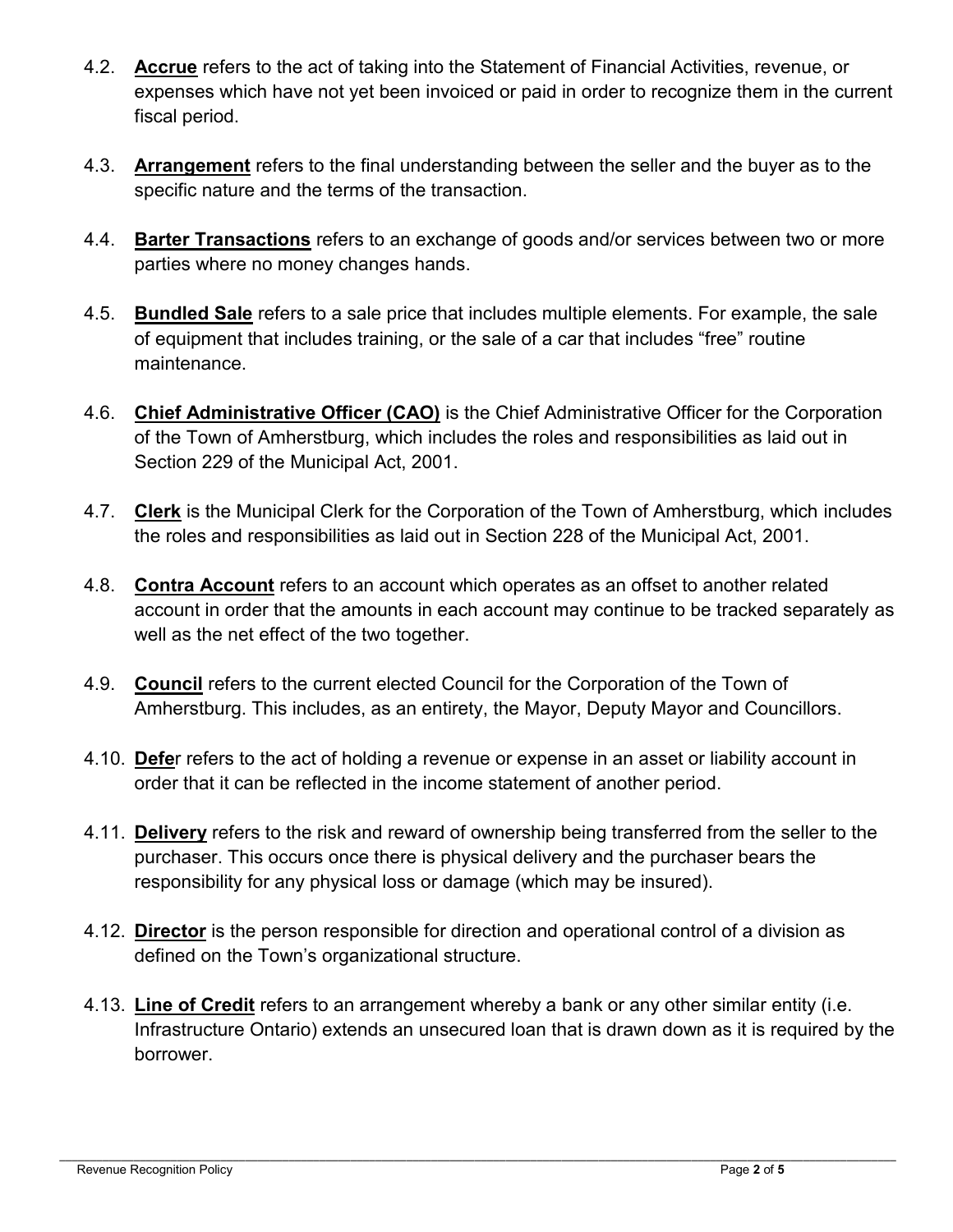4.2. **Accrue** refers to the act of taking into the Statement of Financial Activities, revenue, or expenses which have not yet been invoiced or paid in order to recognize them in the current fiscal period.

4.3. **Arrangement** refers to the final understanding between the seller and the buyer as to the specific nature and the terms of the transaction.

4.4. **Barter Transactions** refers to an exchange of goods and/or services between two or more parties where no money changes hands.

4.5. **Bundled Sale** refers to a sale price that includes multiple elements. For example, the sale of equipment that includes training, or the sale of a car that includes "free" routine maintenance.

4.6. **Chief Administrative Officer (CAO)** is the Chief Administrative Officer for the Corporation of the Town of Amherstburg, which includes the roles and responsibilities as laid out in Section 229 of the Municipal Act, 2001.

4.7. **Clerk** is the Municipal Clerk for the Corporation of the Town of Amherstburg, which includes the roles and responsibilities as laid out in Section 228 of the Municipal Act, 2001.

4.8. **Contra Account** refers to an account which operates as an offset to another related account in order that the amounts in each account may continue to be tracked separately as well as the net effect of the two together.

4.9. **Council** refers to the current elected Council for the Corporation of the Town of Amherstburg. This includes, as an entirety, the Mayor, Deputy Mayor and Councillors.

4.10. **Defe**r refers to the act of holding a revenue or expense in an asset or liability account in order that it can be reflected in the income statement of another period.

4.11. **Delivery** refers to the risk and reward of ownership being transferred from the seller to the purchaser. This occurs once there is physical delivery and the purchaser bears the responsibility for any physical loss or damage (which may be insured).

4.12. **Director** is the person responsible for direction and operational control of a division as defined on the Town's organizational structure.

4.13. **Line of Credit** refers to an arrangement whereby a bank or any other similar entity (i.e. Infrastructure Ontario) extends an unsecured loan that is drawn down as it is required by the borrower.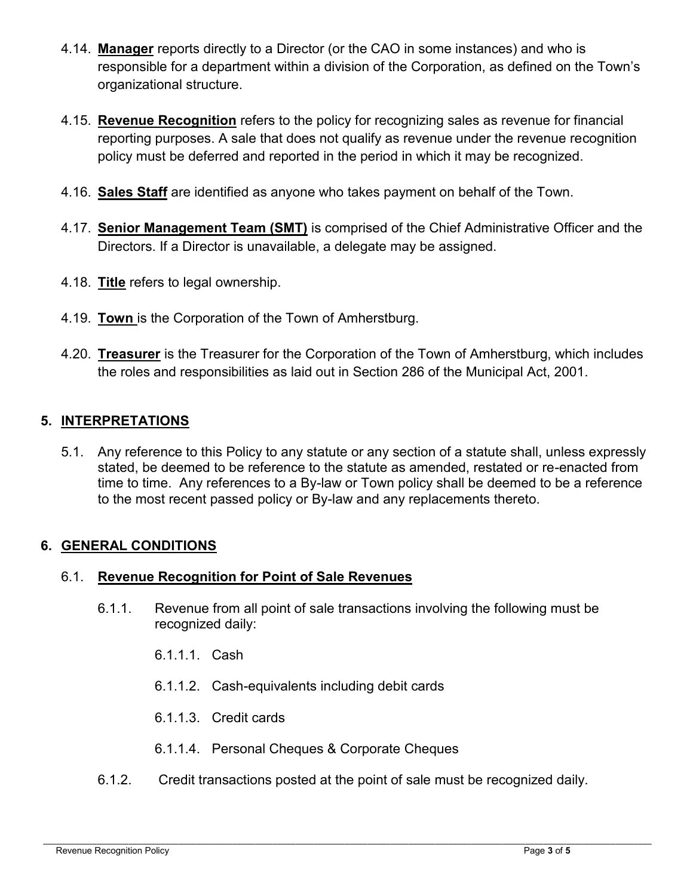4.14. **Manager** reports directly to a Director (or the CAO in some instances) and who is responsible for a department within a division of the Corporation, as defined on the Town's organizational structure.

4.15. **Revenue Recognition** refers to the policy for recognizing sales as revenue for financial reporting purposes. A sale that does not qualify as revenue under the revenue recognition policy must be deferred and reported in the period in which it may be recognized.

4.16. **Sales Staff** are identified as anyone who takes payment on behalf of the Town.

4.17. **Senior Management Team (SMT)** is comprised of the Chief Administrative Officer and the Directors. If a Director is unavailable, a delegate may be assigned.

4.18. **Title** refers to legal ownership.

4.19. **Town** is the Corporation of the Town of Amherstburg.

4.20. **Treasurer** is the Treasurer for the Corporation of the Town of Amherstburg, which includes the roles and responsibilities as laid out in Section 286 of the Municipal Act, 2001.

## 5. INTERPRETATIONS

5.1. Any reference to this Policy to any statute or any section of a statute shall, unless expressly stated, be deemed to be reference to the statute as amended, restated or re-enacted from time to time. Any references to a By-law or Town policy shall be deemed to be a reference to the most recent passed policy or By-law and any replacements thereto.

## 6. GENERAL CONDITIONS

### 6.1. Revenue Recognition for Point of Sale Revenues

6.1.1. Revenue from all point of sale transactions involving the following must be recognized daily:

6.1.1.1. Cash

6.1.1.2. Cash-equivalents including debit cards

6.1.1.3. Credit cards

6.1.1.4. Personal Cheques & Corporate Cheques

6.1.2. Credit transactions posted at the point of sale must be recognized daily.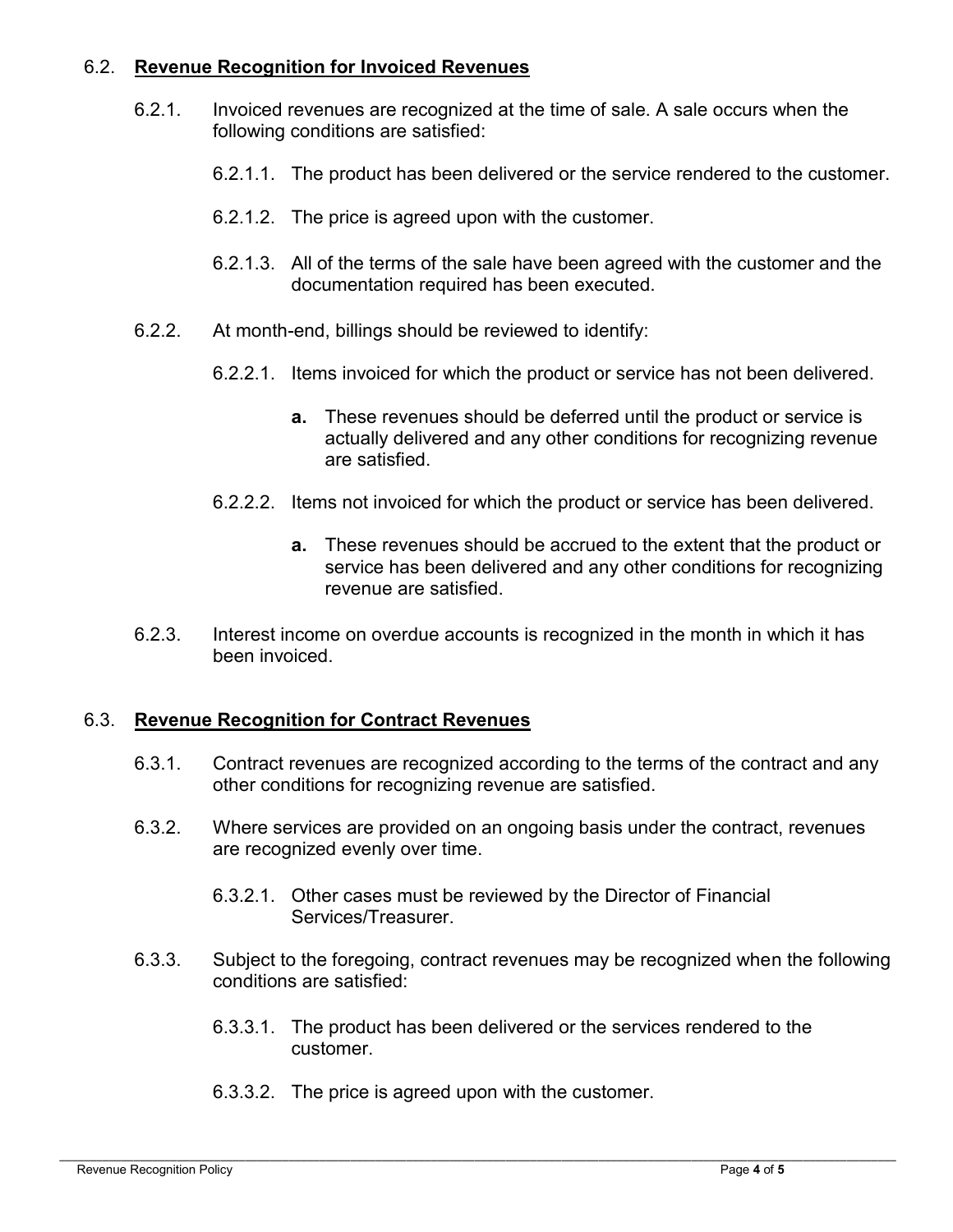### 6.2. Revenue Recognition for Invoiced Revenues

6.2.1. Invoiced revenues are recognized at the time of sale. A sale occurs when the following conditions are satisfied:

6.2.1.1. The product has been delivered or the service rendered to the customer.

6.2.1.2. The price is agreed upon with the customer.

6.2.1.3. All of the terms of the sale have been agreed with the customer and the documentation required has been executed.

6.2.2. At month-end, billings should be reviewed to identify:

6.2.2.1. Items invoiced for which the product or service has not been delivered.

- **a.** These revenues should be deferred until the product or service is actually delivered and any other conditions for recognizing revenue are satisfied.

6.2.2.2. Items not invoiced for which the product or service has been delivered.

- **a.** These revenues should be accrued to the extent that the product or service has been delivered and any other conditions for recognizing revenue are satisfied.

6.2.3. Interest income on overdue accounts is recognized in the month in which it has been invoiced.

### 6.3. Revenue Recognition for Contract Revenues

6.3.1. Contract revenues are recognized according to the terms of the contract and any other conditions for recognizing revenue are satisfied.

6.3.2. Where services are provided on an ongoing basis under the contract, revenues are recognized evenly over time.

6.3.2.1. Other cases must be reviewed by the Director of Financial Services/Treasurer.

6.3.3. Subject to the foregoing, contract revenues may be recognized when the following conditions are satisfied:

6.3.3.1. The product has been delivered or the services rendered to the customer.

6.3.3.2. The price is agreed upon with the customer.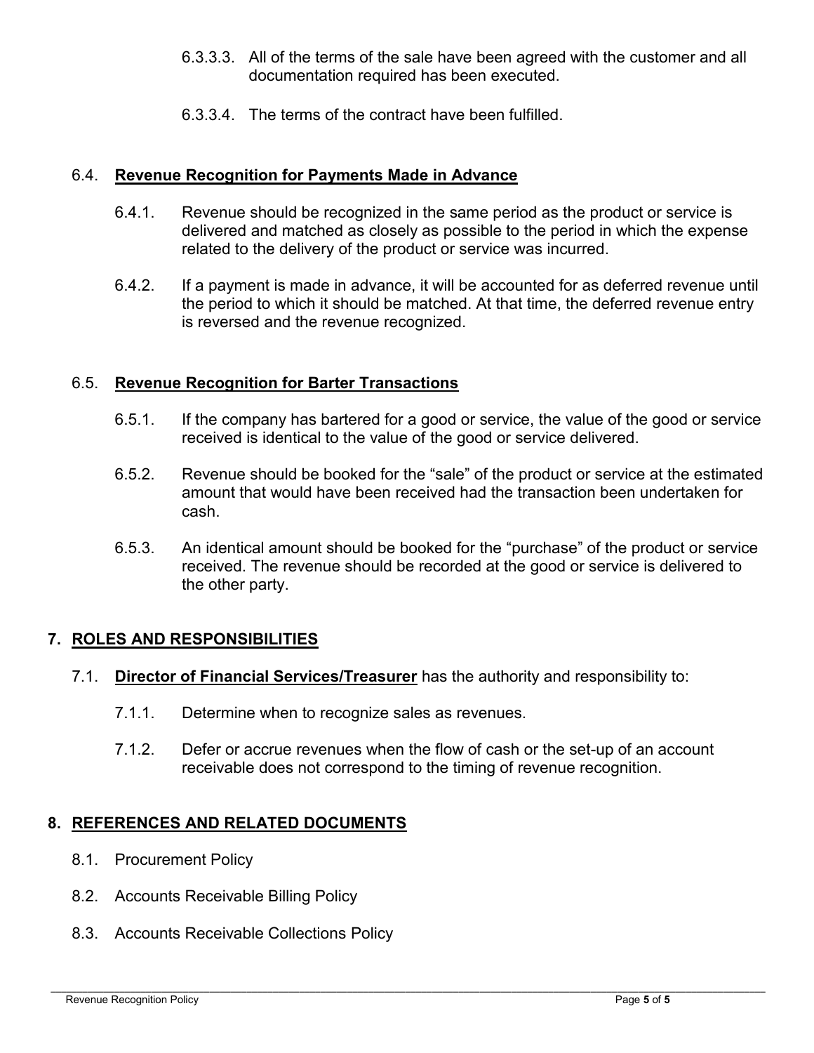6.3.3.3. All of the terms of the sale have been agreed with the customer and all documentation required has been executed.

6.3.3.4. The terms of the contract have been fulfilled.

### 6.4. **Revenue Recognition for Payments Made in Advance**

6.4.1. Revenue should be recognized in the same period as the product or service is delivered and matched as closely as possible to the period in which the expense related to the delivery of the product or service was incurred.

6.4.2. If a payment is made in advance, it will be accounted for as deferred revenue until the period to which it should be matched. At that time, the deferred revenue entry is reversed and the revenue recognized.

### 6.5. **Revenue Recognition for Barter Transactions**

6.5.1. If the company has bartered for a good or service, the value of the good or service received is identical to the value of the good or service delivered.

6.5.2. Revenue should be booked for the "sale" of the product or service at the estimated amount that would have been received had the transaction been undertaken for cash.

6.5.3. An identical amount should be booked for the "purchase" of the product or service received. The revenue should be recorded at the good or service is delivered to the other party.

## 7. ROLES AND RESPONSIBILITIES

7.1. **Director of Financial Services/Treasurer** has the authority and responsibility to:

7.1.1. Determine when to recognize sales as revenues.

7.1.2. Defer or accrue revenues when the flow of cash or the set-up of an account receivable does not correspond to the timing of revenue recognition.

## 8. REFERENCES AND RELATED DOCUMENTS

8.1. Procurement Policy

8.2. Accounts Receivable Billing Policy

8.3. Accounts Receivable Collections Policy